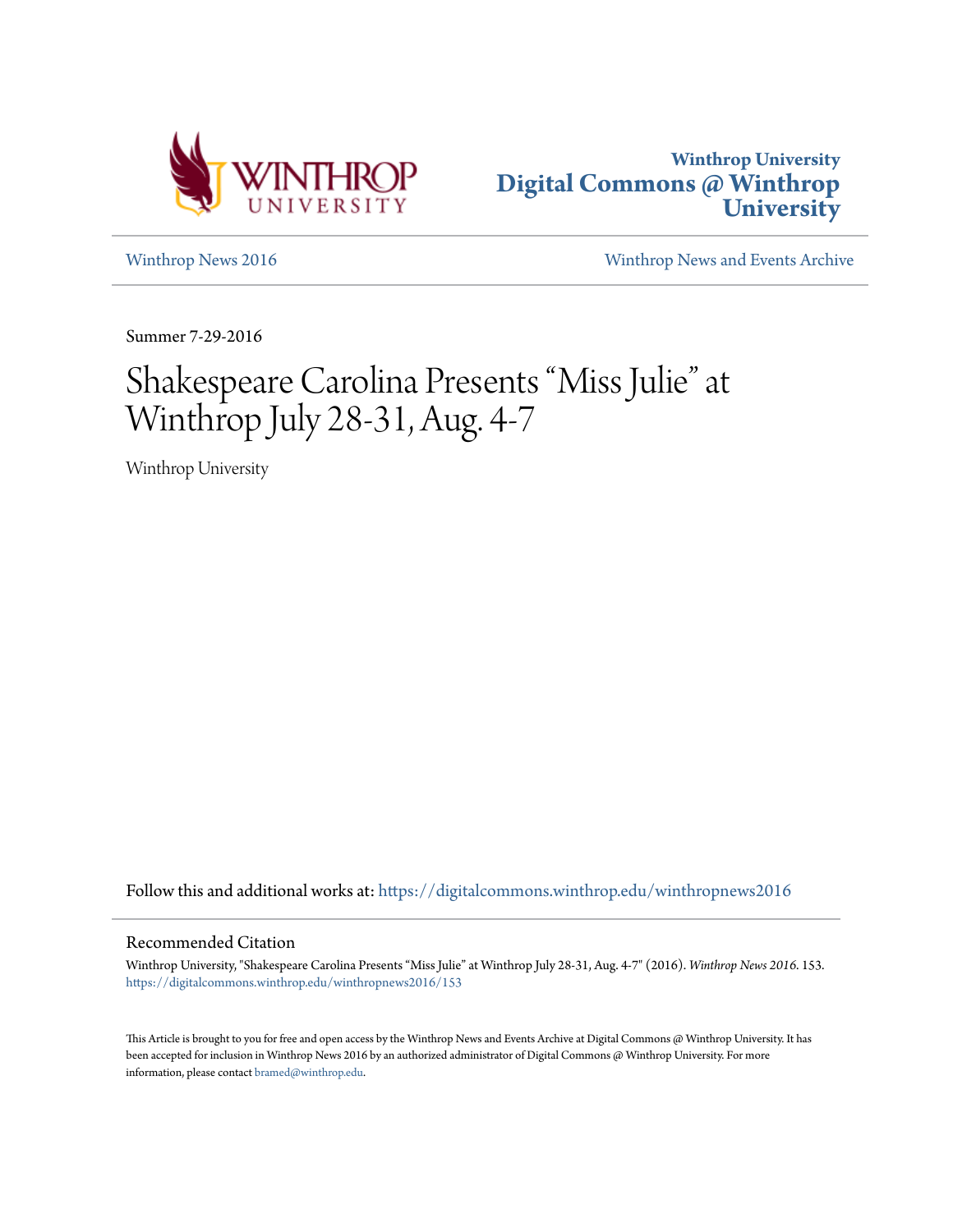Winthrop University
Digital Commons @ Winthrop University

Winthrop News 2016 | Winthrop News and Events Archive

Summer 7-29-2016

# Shakespeare Carolina Presents "Miss Julie" at Winthrop July 28-31, Aug. 4-7

Winthrop University

Follow this and additional works at: https://digitalcommons.winthrop.edu/winthropnews2016

## Recommended Citation

Winthrop University, "Shakespeare Carolina Presents "Miss Julie" at Winthrop July 28-31, Aug. 4-7" (2016). *Winthrop News 2016*. 153.
https://digitalcommons.winthrop.edu/winthropnews2016/153

This Article is brought to you for free and open access by the Winthrop News and Events Archive at Digital Commons @ Winthrop University. It has been accepted for inclusion in Winthrop News 2016 by an authorized administrator of Digital Commons @ Winthrop University. For more information, please contact bramed@winthrop.edu.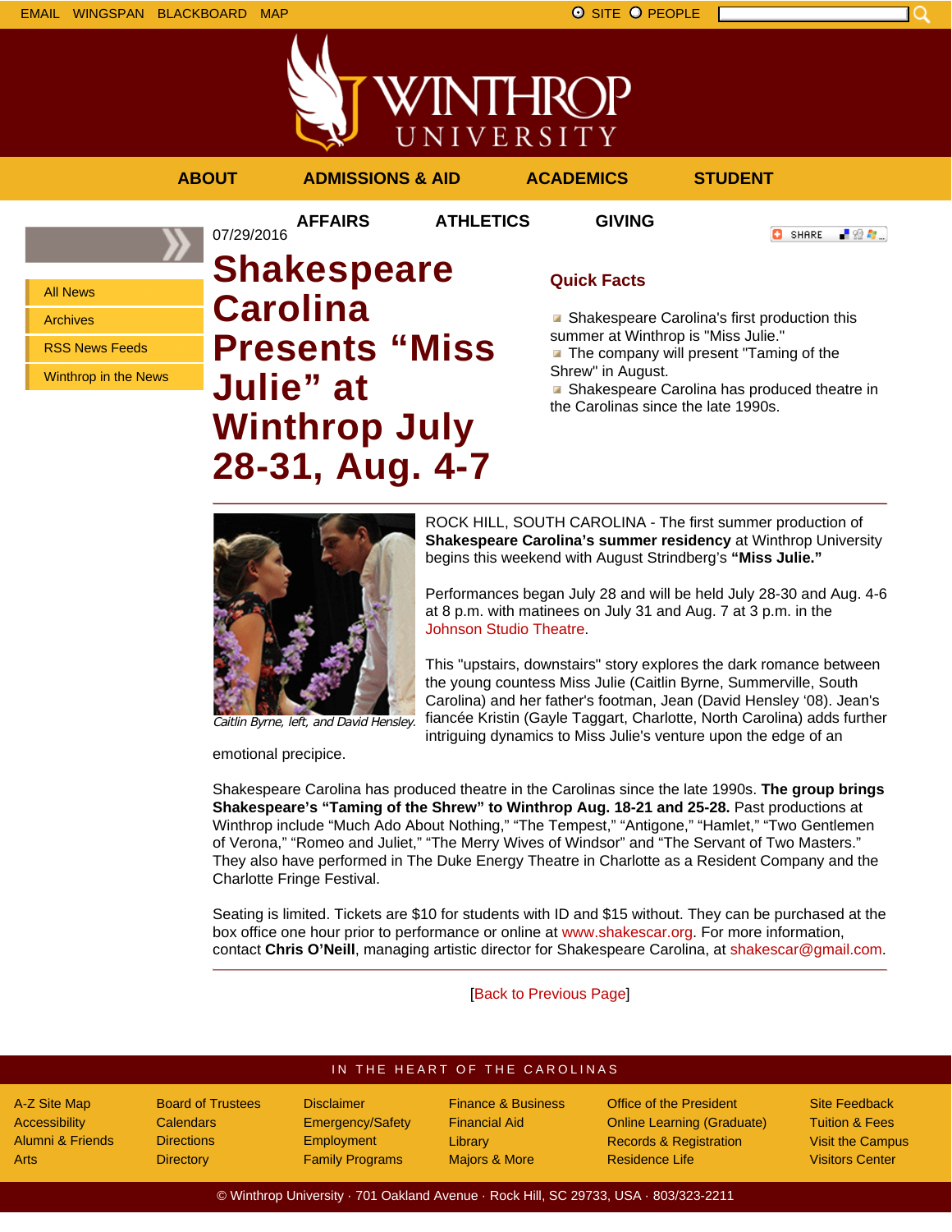EMAIL WINGSPAN BLACKBOARD MAP

SITE PEOPLE

ABOUT ADMISSIONS & AID ACADEMICS STUDENT AFFAIRS ATHLETICS GIVING

- All News
- Archives
- RSS News Feeds
- Winthrop in the News

07/29/2016

# Shakespeare Carolina Presents “Miss Julie” at Winthrop July 28-31, Aug. 4-7

## Quick Facts

- Shakespeare Carolina's first production this summer at Winthrop is "Miss Julie."
- The company will present "Taming of the Shrew" in August.
- Shakespeare Carolina has produced theatre in the Carolinas since the late 1990s.

*Caitlin Byrne, left, and David Hensley.*

ROCK HILL, SOUTH CAROLINA - The first summer production of **Shakespeare Carolina’s summer residency** at Winthrop University begins this weekend with August Strindberg’s **“Miss Julie.”**

Performances began July 28 and will be held July 28-30 and Aug. 4-6 at 8 p.m. with matinees on July 31 and Aug. 7 at 3 p.m. in the Johnson Studio Theatre.

This "upstairs, downstairs" story explores the dark romance between the young countess Miss Julie (Caitlin Byrne, Summerville, South Carolina) and her father's footman, Jean (David Hensley '08). Jean's fiancée Kristin (Gayle Taggart, Charlotte, North Carolina) adds further intriguing dynamics to Miss Julie's venture upon the edge of an emotional precipice.

Shakespeare Carolina has produced theatre in the Carolinas since the late 1990s. **The group brings Shakespeare’s “Taming of the Shrew” to Winthrop Aug. 18-21 and 25-28.** Past productions at Winthrop include “Much Ado About Nothing,” “The Tempest,” “Antigone,” “Hamlet,” “Two Gentlemen of Verona,” “Romeo and Juliet,” “The Merry Wives of Windsor” and “The Servant of Two Masters.” They also have performed in The Duke Energy Theatre in Charlotte as a Resident Company and the Charlotte Fringe Festival.

Seating is limited. Tickets are $10 for students with ID and $15 without. They can be purchased at the box office one hour prior to performance or online at www.shakescar.org. For more information, contact **Chris O’Neill**, managing artistic director for Shakespeare Carolina, at shakescar@gmail.com.

[Back to Previous Page]

IN THE HEART OF THE CAROLINAS

A-Z Site Map · Accessibility · Alumni & Friends · Arts · Board of Trustees · Calendars · Directions · Directory · Disclaimer · Emergency/Safety · Employment · Family Programs · Finance & Business · Financial Aid · Library · Majors & More · Office of the President · Online Learning (Graduate) · Records & Registration · Residence Life · Site Feedback · Tuition & Fees · Visit the Campus · Visitors Center

© Winthrop University · 701 Oakland Avenue · Rock Hill, SC 29733, USA · 803/323-2211